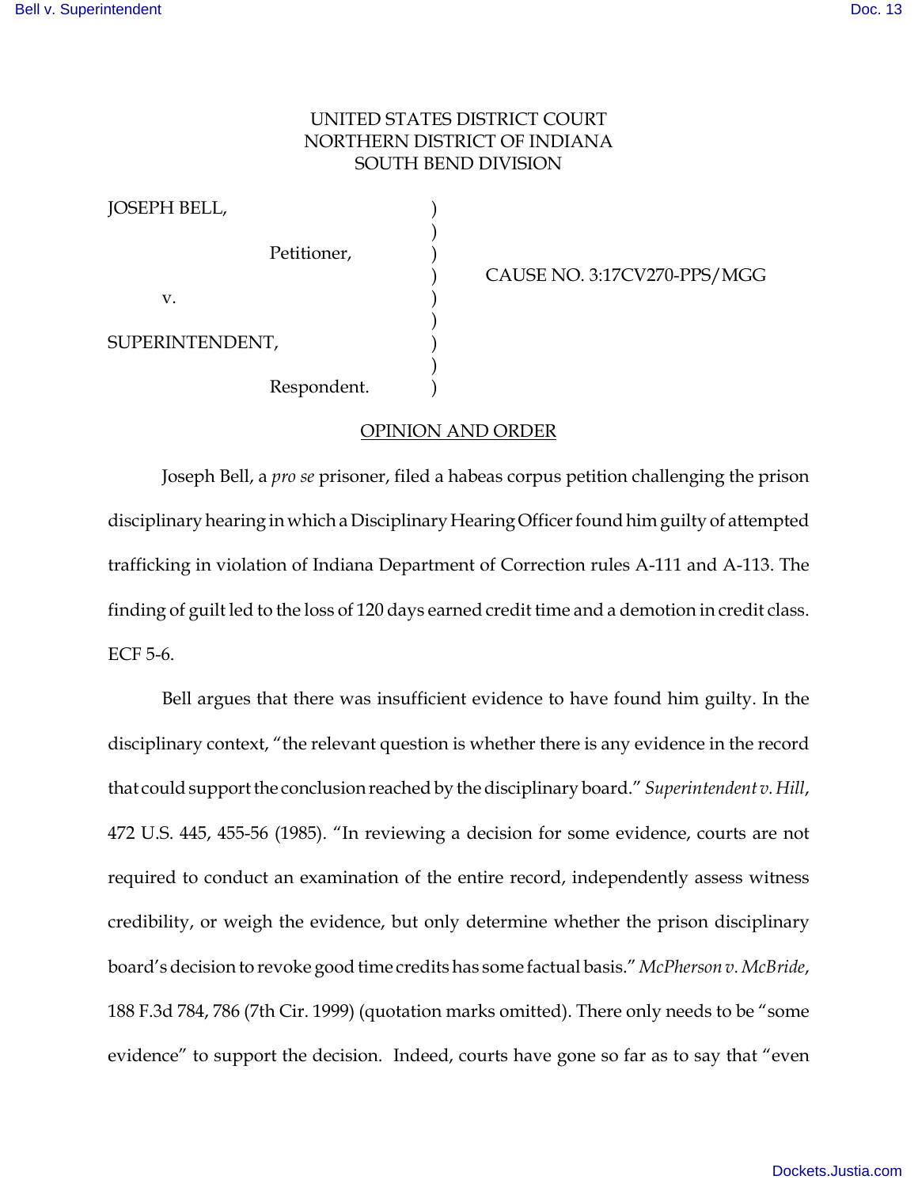UNITED STATES DISTRICT COURT
NORTHERN DISTRICT OF INDIANA
SOUTH BEND DIVISION

| | | |
|---|---|---|
| JOSEPH BELL, | ) | |
| Petitioner, | ) | |
| | ) | CAUSE NO. 3:17CV270-PPS/MGG |
| v. | ) | |
| SUPERINTENDENT, | ) | |
| Respondent. | ) | |

## OPINION AND ORDER

Joseph Bell, a *pro se* prisoner, filed a habeas corpus petition challenging the prison disciplinary hearing in which a Disciplinary Hearing Officer found him guilty of attempted trafficking in violation of Indiana Department of Correction rules A-111 and A-113. The finding of guilt led to the loss of 120 days earned credit time and a demotion in credit class. ECF 5-6.

Bell argues that there was insufficient evidence to have found him guilty. In the disciplinary context, "the relevant question is whether there is any evidence in the record that could support the conclusion reached by the disciplinary board." *Superintendent v. Hill*, 472 U.S. 445, 455-56 (1985). "In reviewing a decision for some evidence, courts are not required to conduct an examination of the entire record, independently assess witness credibility, or weigh the evidence, but only determine whether the prison disciplinary board's decision to revoke good time credits has some factual basis." *McPherson v. McBride*, 188 F.3d 784, 786 (7th Cir. 1999) (quotation marks omitted). There only needs to be "some evidence" to support the decision. Indeed, courts have gone so far as to say that "even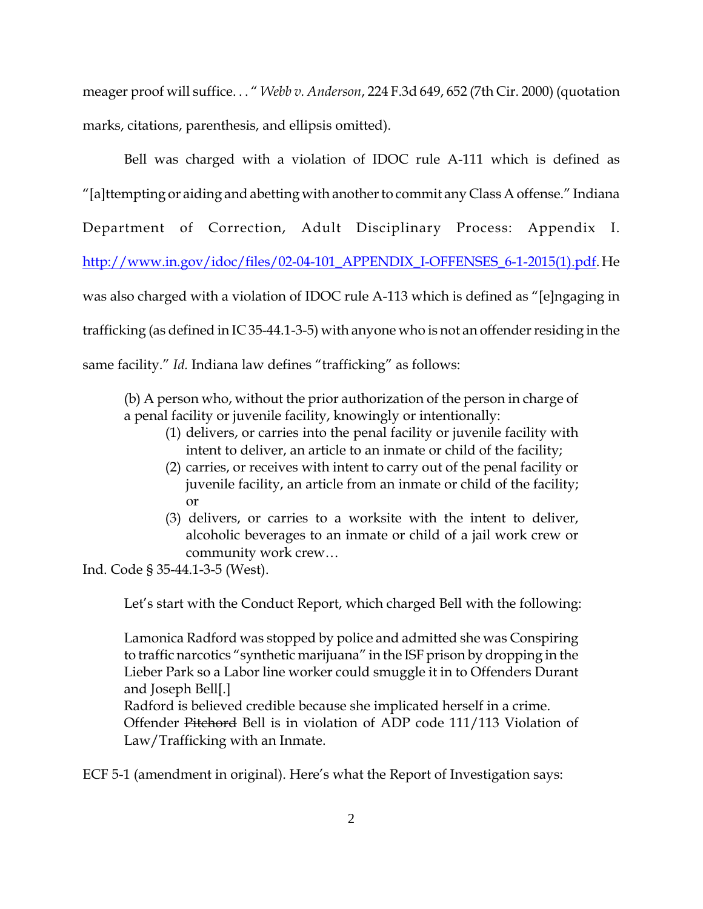meager proof will suffice. . . " *Webb v. Anderson*, 224 F.3d 649, 652 (7th Cir. 2000) (quotation marks, citations, parenthesis, and ellipsis omitted).

Bell was charged with a violation of IDOC rule A-111 which is defined as "[a]ttempting or aiding and abetting with another to commit any Class A offense." Indiana Department of Correction, Adult Disciplinary Process: Appendix I. [http://www.in.gov/idoc/files/02-04-101_APPENDIX_I-OFFENSES_6-1-2015(1).pdf](http://www.in.gov/idoc/files/02-04-101_APPENDIX_I-OFFENSES_6-1-2015(1).pdf). He was also charged with a violation of IDOC rule A-113 which is defined as "[e]ngaging in trafficking (as defined in IC 35-44.1-3-5) with anyone who is not an offender residing in the same facility." *Id.* Indiana law defines "trafficking" as follows:

> (b) A person who, without the prior authorization of the person in charge of a penal facility or juvenile facility, knowingly or intentionally:
>
> (1) delivers, or carries into the penal facility or juvenile facility with intent to deliver, an article to an inmate or child of the facility;
>
> (2) carries, or receives with intent to carry out of the penal facility or juvenile facility, an article from an inmate or child of the facility; or
>
> (3) delivers, or carries to a worksite with the intent to deliver, alcoholic beverages to an inmate or child of a jail work crew or community work crew…

Ind. Code § 35-44.1-3-5 (West).

Let's start with the Conduct Report, which charged Bell with the following:

> Lamonica Radford was stopped by police and admitted she was Conspiring to traffic narcotics "synthetic marijuana" in the ISF prison by dropping in the Lieber Park so a Labor line worker could smuggle it in to Offenders Durant and Joseph Bell[.]
>
> Radford is believed credible because she implicated herself in a crime.
>
> Offender ~~Pitchord~~ Bell is in violation of ADP code 111/113 Violation of Law/Trafficking with an Inmate.

ECF 5-1 (amendment in original). Here's what the Report of Investigation says: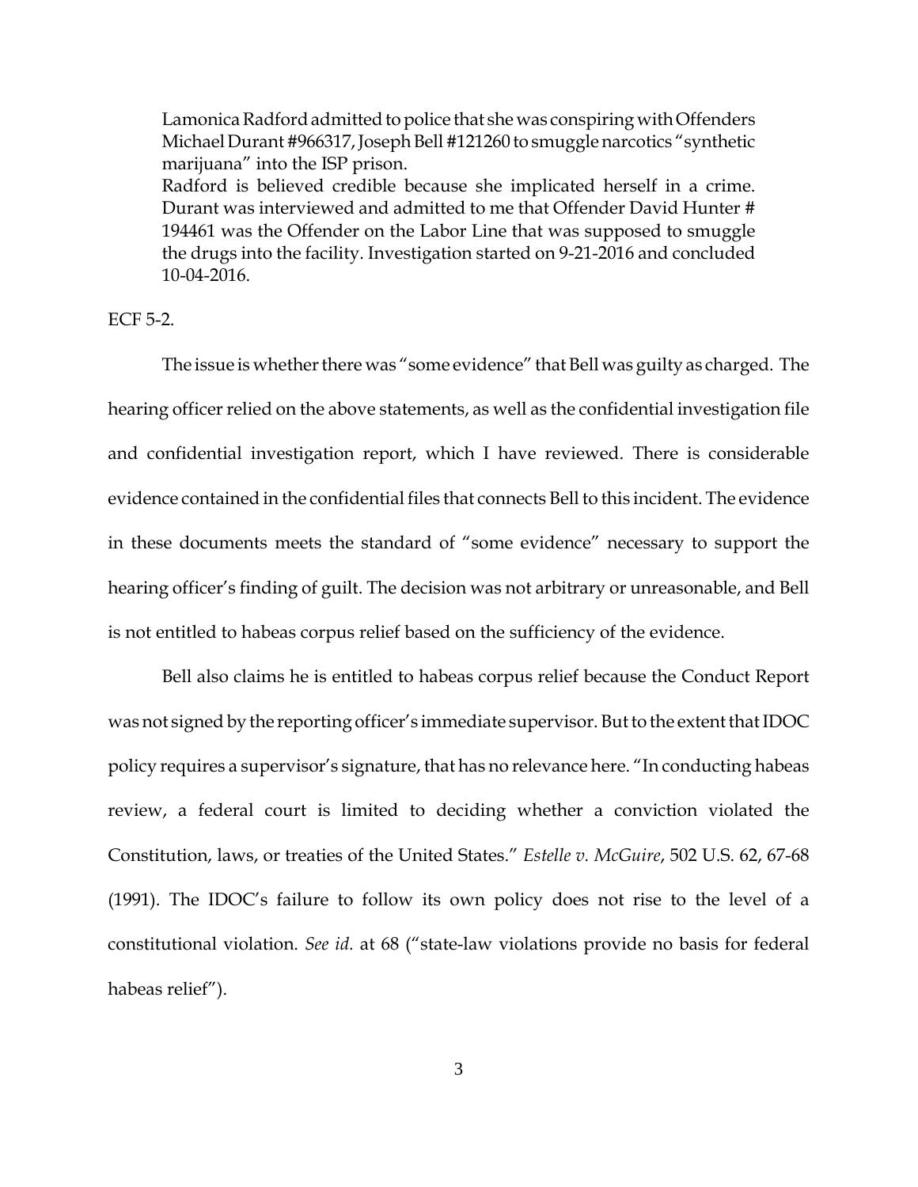> Lamonica Radford admitted to police that she was conspiring with Offenders Michael Durant #966317, Joseph Bell #121260 to smuggle narcotics "synthetic marijuana" into the ISP prison.
> Radford is believed credible because she implicated herself in a crime. Durant was interviewed and admitted to me that Offender David Hunter # 194461 was the Offender on the Labor Line that was supposed to smuggle the drugs into the facility. Investigation started on 9-21-2016 and concluded 10-04-2016.

ECF 5-2.

The issue is whether there was "some evidence" that Bell was guilty as charged. The hearing officer relied on the above statements, as well as the confidential investigation file and confidential investigation report, which I have reviewed. There is considerable evidence contained in the confidential files that connects Bell to this incident. The evidence in these documents meets the standard of "some evidence" necessary to support the hearing officer's finding of guilt. The decision was not arbitrary or unreasonable, and Bell is not entitled to habeas corpus relief based on the sufficiency of the evidence.

Bell also claims he is entitled to habeas corpus relief because the Conduct Report was not signed by the reporting officer's immediate supervisor. But to the extent that IDOC policy requires a supervisor's signature, that has no relevance here. "In conducting habeas review, a federal court is limited to deciding whether a conviction violated the Constitution, laws, or treaties of the United States." *Estelle v. McGuire*, 502 U.S. 62, 67-68 (1991). The IDOC's failure to follow its own policy does not rise to the level of a constitutional violation. *See id.* at 68 ("state-law violations provide no basis for federal habeas relief").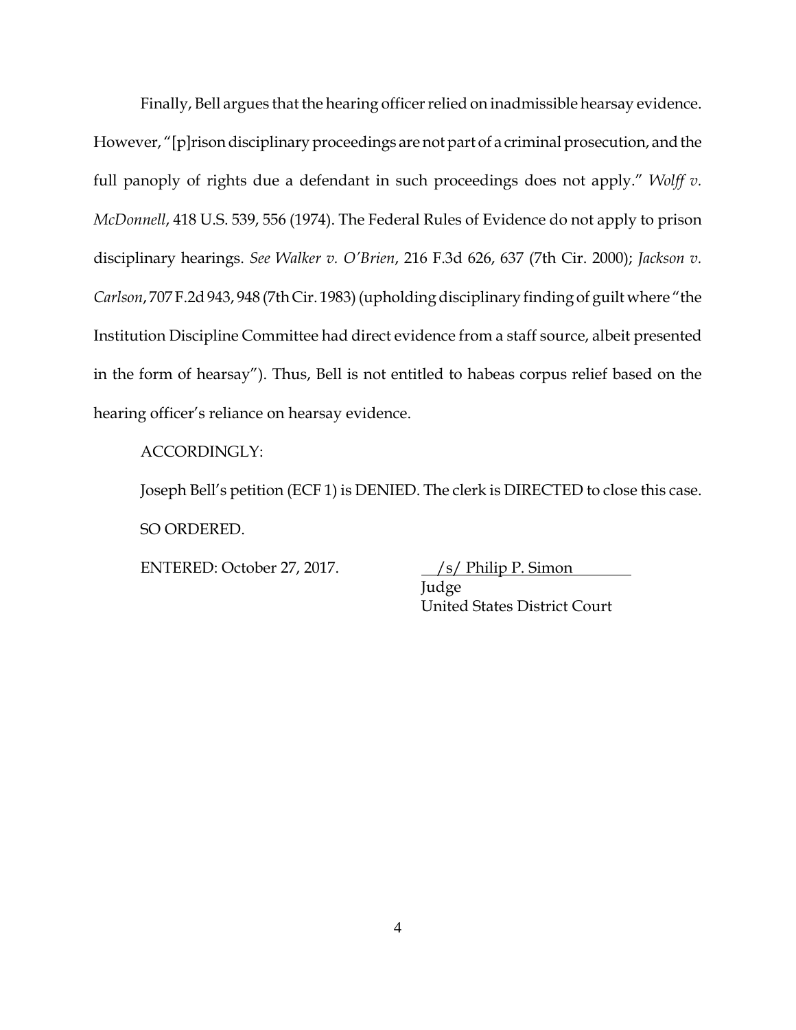Finally, Bell argues that the hearing officer relied on inadmissible hearsay evidence. However, "[p]rison disciplinary proceedings are not part of a criminal prosecution, and the full panoply of rights due a defendant in such proceedings does not apply." *Wolff v. McDonnell*, 418 U.S. 539, 556 (1974). The Federal Rules of Evidence do not apply to prison disciplinary hearings. *See Walker v. O'Brien*, 216 F.3d 626, 637 (7th Cir. 2000); *Jackson v. Carlson*, 707 F.2d 943, 948 (7th Cir. 1983) (upholding disciplinary finding of guilt where "the Institution Discipline Committee had direct evidence from a staff source, albeit presented in the form of hearsay"). Thus, Bell is not entitled to habeas corpus relief based on the hearing officer's reliance on hearsay evidence.

ACCORDINGLY:

Joseph Bell's petition (ECF 1) is DENIED. The clerk is DIRECTED to close this case.

SO ORDERED.

ENTERED: October 27, 2017.

/s/ Philip P. Simon
Judge
United States District Court